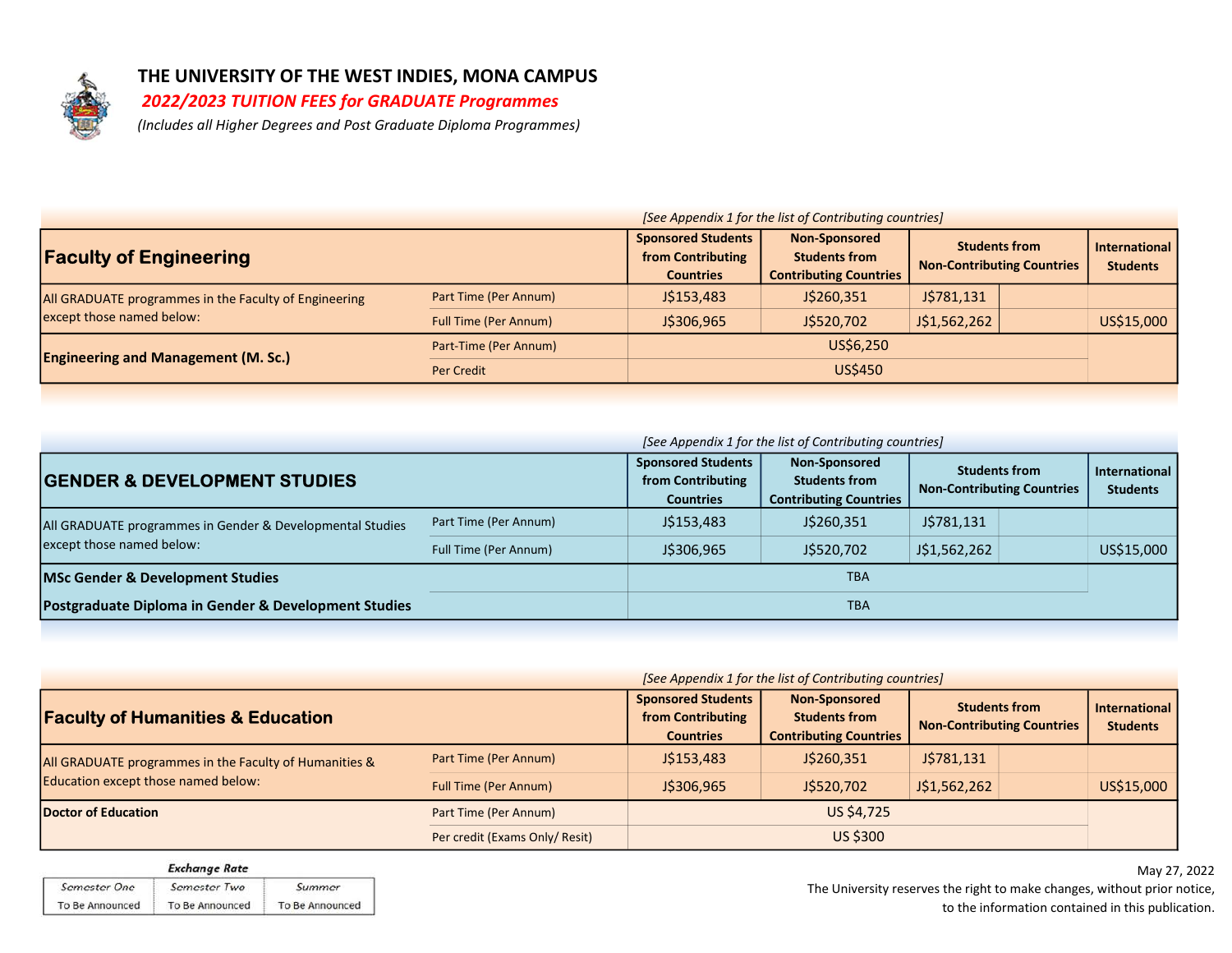# THE UNIVERSITY OF THE WEST INDIES, MONA CAMPUS

## *2022/2023 TUITION FEES for GRADUATE Programmes*

*(Includes all Higher Degrees and Post Graduate Diploma Programmes)*

*[See Appendix 1 for the list of Contributing countries]*

| **Faculty of Engineering** | | Sponsored Students from Contributing Countries | Non-Sponsored Students from Contributing Countries | Students from Non-Contributing Countries | International Students |
|---|---|---|---|---|---|
| All GRADUATE programmes in the Faculty of Engineering except those named below: | Part Time (Per Annum) | J$153,483 | J$260,351 | J$781,131 | |
| | Full Time (Per Annum) | J$306,965 | J$520,702 | J$1,562,262 | US$15,000 |
| **Engineering and Management (M. Sc.)** | Part-Time (Per Annum) | US$6,250 | | | |
| | Per Credit | US$450 | | | |

*[See Appendix 1 for the list of Contributing countries]*

| **GENDER & DEVELOPMENT STUDIES** | | Sponsored Students from Contributing Countries | Non-Sponsored Students from Contributing Countries | Students from Non-Contributing Countries | International Students |
|---|---|---|---|---|---|
| All GRADUATE programmes in Gender & Developmental Studies except those named below: | Part Time (Per Annum) | J$153,483 | J$260,351 | J$781,131 | |
| | Full Time (Per Annum) | J$306,965 | J$520,702 | J$1,562,262 | US$15,000 |
| **MSc Gender & Development Studies** | | TBA | | | |
| **Postgraduate Diploma in Gender & Development Studies** | | TBA | | | |

*[See Appendix 1 for the list of Contributing countries]*

| **Faculty of Humanities & Education** | | Sponsored Students from Contributing Countries | Non-Sponsored Students from Contributing Countries | Students from Non-Contributing Countries | International Students |
|---|---|---|---|---|---|
| All GRADUATE programmes in the Faculty of Humanities & Education except those named below: | Part Time (Per Annum) | J$153,483 | J$260,351 | J$781,131 | |
| | Full Time (Per Annum) | J$306,965 | J$520,702 | J$1,562,262 | US$15,000 |
| **Doctor of Education** | Part Time (Per Annum) | US $4,725 | | | |
| | Per credit (Exams Only/ Resit) | US $300 | | | |

*Exchange Rate*

| *Semester One* | *Semester Two* | *Summer* |
|---|---|---|
| To Be Announced | To Be Announced | To Be Announced |

May 27, 2022

The University reserves the right to make changes, without prior notice, to the information contained in this publication.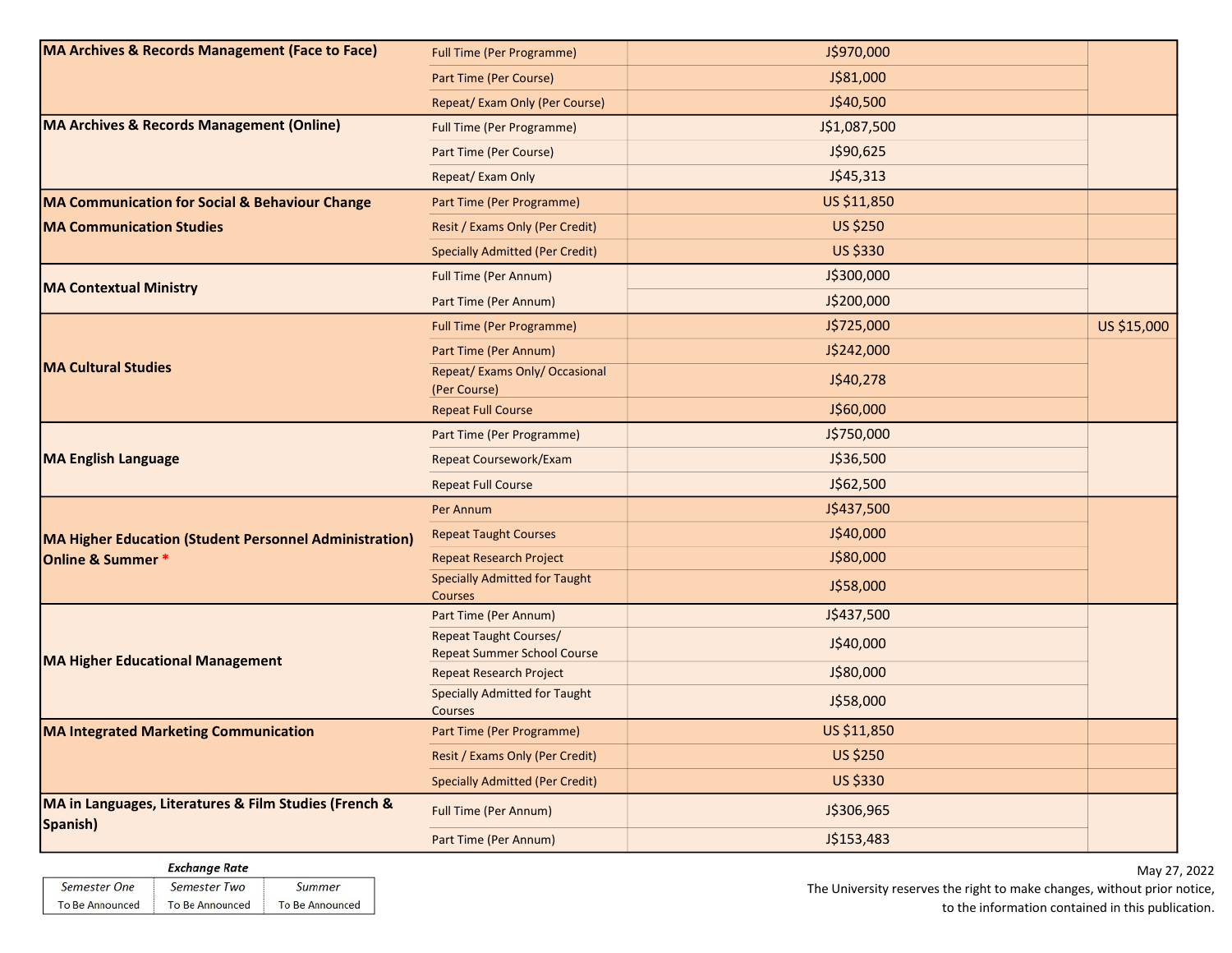| | | | |
|---|---|---|---|
| **MA Archives & Records Management (Face to Face)** | Full Time (Per Programme) | J$970,000 | |
| | Part Time (Per Course) | J$81,000 | |
| | Repeat/ Exam Only (Per Course) | J$40,500 | |
| **MA Archives & Records Management (Online)** | Full Time (Per Programme) | J$1,087,500 | |
| | Part Time (Per Course) | J$90,625 | |
| | Repeat/ Exam Only | J$45,313 | |
| **MA Communication for Social & Behaviour Change** | Part Time (Per Programme) | US $11,850 | |
| **MA Communication Studies** | Resit / Exams Only (Per Credit) | US $250 | |
| | Specially Admitted (Per Credit) | US $330 | |
| **MA Contextual Ministry** | Full Time (Per Annum) | J$300,000 | |
| | Part Time (Per Annum) | J$200,000 | |
| **MA Cultural Studies** | Full Time (Per Programme) | J$725,000 | US $15,000 |
| | Part Time (Per Annum) | J$242,000 | |
| | Repeat/ Exams Only/ Occasional (Per Course) | J$40,278 | |
| | Repeat Full Course | J$60,000 | |
| **MA English Language** | Part Time (Per Programme) | J$750,000 | |
| | Repeat Coursework/Exam | J$36,500 | |
| | Repeat Full Course | J$62,500 | |
| **MA Higher Education (Student Personnel Administration) Online & Summer** * | Per Annum | J$437,500 | |
| | Repeat Taught Courses | J$40,000 | |
| | Repeat Research Project | J$80,000 | |
| | Specially Admitted for Taught Courses | J$58,000 | |
| **MA Higher Educational Management** | Part Time (Per Annum) | J$437,500 | |
| | Repeat Taught Courses/ Repeat Summer School Course | J$40,000 | |
| | Repeat Research Project | J$80,000 | |
| | Specially Admitted for Taught Courses | J$58,000 | |
| **MA Integrated Marketing Communication** | Part Time (Per Programme) | US $11,850 | |
| | Resit / Exams Only (Per Credit) | US $250 | |
| | Specially Admitted (Per Credit) | US $330 | |
| **MA in Languages, Literatures & Film Studies (French & Spanish)** | Full Time (Per Annum) | J$306,965 | |
| | Part Time (Per Annum) | J$153,483 | |

***Exchange Rate***

| *Semester One* | *Semester Two* | *Summer* |
|---|---|---|
| To Be Announced | To Be Announced | To Be Announced |

May 27, 2022

The University reserves the right to make changes, without prior notice, to the information contained in this publication.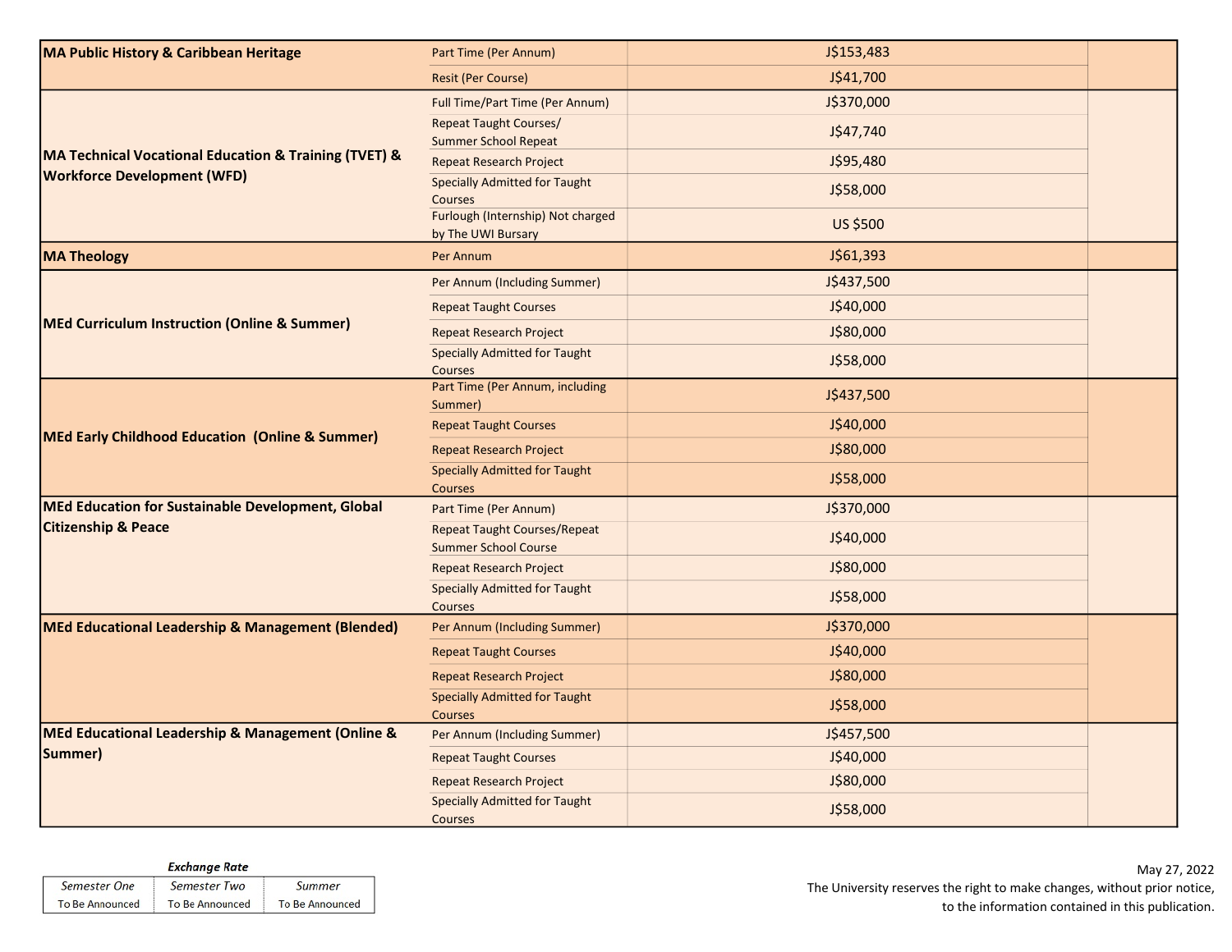| Programme | Fee Type | Amount | |
|---|---|---|---|
| **MA Public History & Caribbean Heritage** | Part Time (Per Annum) | J$153,483 | |
| | Resit (Per Course) | J$41,700 | |
| **MA Technical Vocational Education & Training (TVET) & Workforce Development (WFD)** | Full Time/Part Time (Per Annum) | J$370,000 | |
| | Repeat Taught Courses/ Summer School Repeat | J$47,740 | |
| | Repeat Research Project | J$95,480 | |
| | Specially Admitted for Taught Courses | J$58,000 | |
| | Furlough (Internship) Not charged by The UWI Bursary | US $500 | |
| **MA Theology** | Per Annum | J$61,393 | |
| **MEd Curriculum Instruction (Online & Summer)** | Per Annum (Including Summer) | J$437,500 | |
| | Repeat Taught Courses | J$40,000 | |
| | Repeat Research Project | J$80,000 | |
| | Specially Admitted for Taught Courses | J$58,000 | |
| **MEd Early Childhood Education (Online & Summer)** | Part Time (Per Annum, including Summer) | J$437,500 | |
| | Repeat Taught Courses | J$40,000 | |
| | Repeat Research Project | J$80,000 | |
| | Specially Admitted for Taught Courses | J$58,000 | |
| **MEd Education for Sustainable Development, Global Citizenship & Peace** | Part Time (Per Annum) | J$370,000 | |
| | Repeat Taught Courses/Repeat Summer School Course | J$40,000 | |
| | Repeat Research Project | J$80,000 | |
| | Specially Admitted for Taught Courses | J$58,000 | |
| **MEd Educational Leadership & Management (Blended)** | Per Annum (Including Summer) | J$370,000 | |
| | Repeat Taught Courses | J$40,000 | |
| | Repeat Research Project | J$80,000 | |
| | Specially Admitted for Taught Courses | J$58,000 | |
| **MEd Educational Leadership & Management (Online & Summer)** | Per Annum (Including Summer) | J$457,500 | |
| | Repeat Taught Courses | J$40,000 | |
| | Repeat Research Project | J$80,000 | |
| | Specially Admitted for Taught Courses | J$58,000 | |

***Exchange Rate***

| *Semester One* | *Semester Two* | *Summer* |
|---|---|---|
| To Be Announced | To Be Announced | To Be Announced |

May 27, 2022
The University reserves the right to make changes, without prior notice, to the information contained in this publication.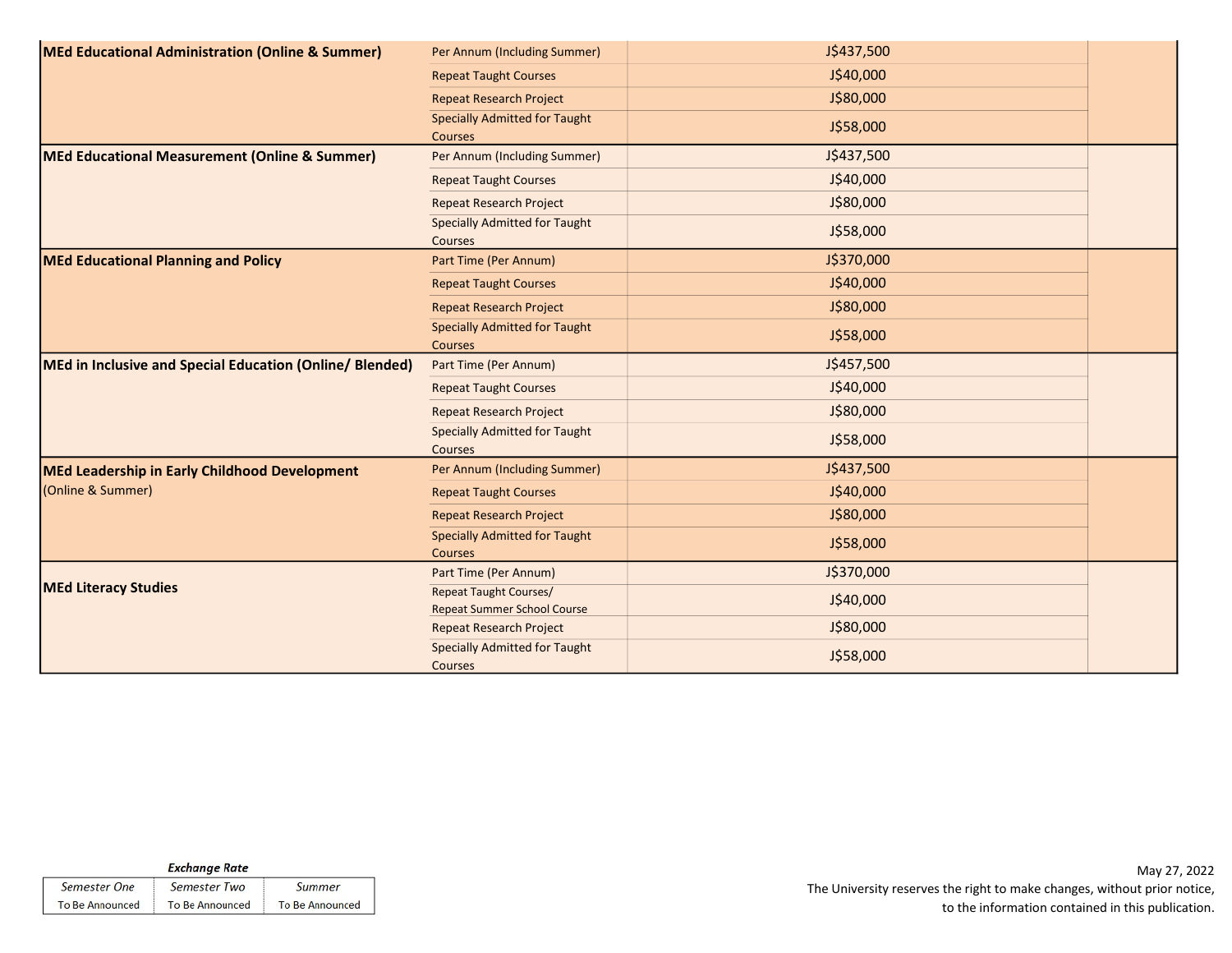| | | | |
|---|---|---|---|
| **MEd Educational Administration (Online & Summer)** | Per Annum (Including Summer) | J$437,500 | |
| | Repeat Taught Courses | J$40,000 | |
| | Repeat Research Project | J$80,000 | |
| | Specially Admitted for Taught Courses | J$58,000 | |
| **MEd Educational Measurement (Online & Summer)** | Per Annum (Including Summer) | J$437,500 | |
| | Repeat Taught Courses | J$40,000 | |
| | Repeat Research Project | J$80,000 | |
| | Specially Admitted for Taught Courses | J$58,000 | |
| **MEd Educational Planning and Policy** | Part Time (Per Annum) | J$370,000 | |
| | Repeat Taught Courses | J$40,000 | |
| | Repeat Research Project | J$80,000 | |
| | Specially Admitted for Taught Courses | J$58,000 | |
| **MEd in Inclusive and Special Education (Online/ Blended)** | Part Time (Per Annum) | J$457,500 | |
| | Repeat Taught Courses | J$40,000 | |
| | Repeat Research Project | J$80,000 | |
| | Specially Admitted for Taught Courses | J$58,000 | |
| **MEd Leadership in Early Childhood Development** (Online & Summer) | Per Annum (Including Summer) | J$437,500 | |
| | Repeat Taught Courses | J$40,000 | |
| | Repeat Research Project | J$80,000 | |
| | Specially Admitted for Taught Courses | J$58,000 | |
| **MEd Literacy Studies** | Part Time (Per Annum) | J$370,000 | |
| | Repeat Taught Courses/ Repeat Summer School Course | J$40,000 | |
| | Repeat Research Project | J$80,000 | |
| | Specially Admitted for Taught Courses | J$58,000 | |

***Exchange Rate***

| *Semester One* | *Semester Two* | *Summer* |
|---|---|---|
| To Be Announced | To Be Announced | To Be Announced |

May 27, 2022
The University reserves the right to make changes, without prior notice, to the information contained in this publication.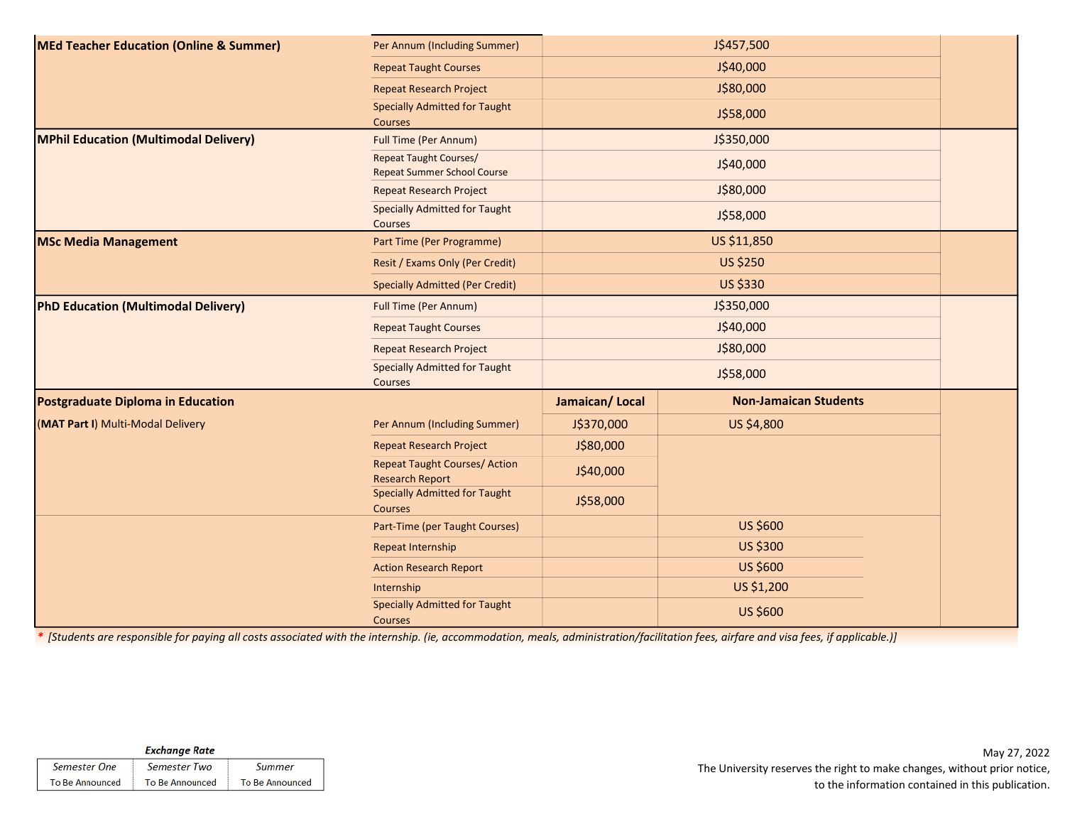| Programme | Fee Type | Jamaican/ Local | Non-Jamaican Students |
|---|---|---|---|
| **MEd Teacher Education (Online & Summer)** | Per Annum (Including Summer) | J$457,500 | |
| | Repeat Taught Courses | J$40,000 | |
| | Repeat Research Project | J$80,000 | |
| | Specially Admitted for Taught Courses | J$58,000 | |
| **MPhil Education (Multimodal Delivery)** | Full Time (Per Annum) | J$350,000 | |
| | Repeat Taught Courses/ Repeat Summer School Course | J$40,000 | |
| | Repeat Research Project | J$80,000 | |
| | Specially Admitted for Taught Courses | J$58,000 | |
| **MSc Media Management** | Part Time (Per Programme) | US $11,850 | |
| | Resit / Exams Only (Per Credit) | US $250 | |
| | Specially Admitted (Per Credit) | US $330 | |
| **PhD Education (Multimodal Delivery)** | Full Time (Per Annum) | J$350,000 | |
| | Repeat Taught Courses | J$40,000 | |
| | Repeat Research Project | J$80,000 | |
| | Specially Admitted for Taught Courses | J$58,000 | |
| **Postgraduate Diploma in Education** | | **Jamaican/ Local** | **Non-Jamaican Students** |
| (**MAT Part I**) Multi-Modal Delivery | Per Annum (Including Summer) | J$370,000 | US $4,800 |
| | Repeat Research Project | J$80,000 | |
| | Repeat Taught Courses/ Action Research Report | J$40,000 | |
| | Specially Admitted for Taught Courses | J$58,000 | |
| | Part-Time (per Taught Courses) | | US $600 |
| | Repeat Internship | | US $300 |
| | Action Research Report | | US $600 |
| | Internship | | US $1,200 |
| | Specially Admitted for Taught Courses | | US $600 |

* *[Students are responsible for paying all costs associated with the internship. (ie, accommodation, meals, administration/facilitation fees, airfare and visa fees, if applicable.)]*

***Exchange Rate***

| *Semester One* | *Semester Two* | *Summer* |
|---|---|---|
| To Be Announced | To Be Announced | To Be Announced |

May 27, 2022
The University reserves the right to make changes, without prior notice, to the information contained in this publication.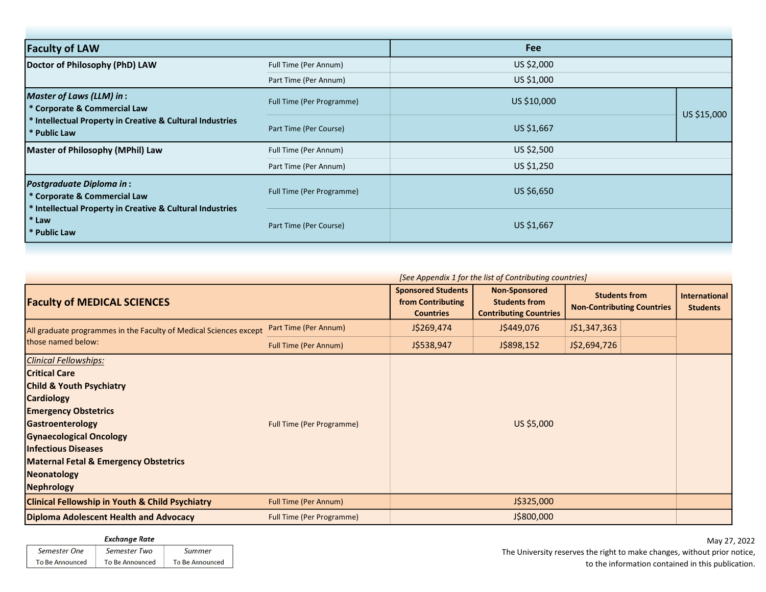| Faculty of LAW | | Fee | |
|---|---|---|---|
| Doctor of Philosophy (PhD) LAW | Full Time (Per Annum) | US $2,000 | |
| | Part Time (Per Annum) | US $1,000 | |
| *Master of Laws (LLM) in* :<br>* Corporate & Commercial Law<br>* Intellectual Property in Creative & Cultural Industries<br>* Public Law | Full Time (Per Programme) | US $10,000 | US $15,000 |
| | Part Time (Per Course) | US $1,667 | |
| Master of Philosophy (MPhil) Law | Full Time (Per Annum) | US $2,500 | |
| | Part Time (Per Annum) | US $1,250 | |
| *Postgraduate Diploma in* :<br>* Corporate & Commercial Law<br>* Intellectual Property in Creative & Cultural Industries<br>* Law<br>* Public Law | Full Time (Per Programme) | US $6,650 | |
| | Part Time (Per Course) | US $1,667 | |

*[See Appendix 1 for the list of Contributing countries]*

| Faculty of MEDICAL SCIENCES | | Sponsored Students from Contributing Countries | Non-Sponsored Students from Contributing Countries | Students from Non-Contributing Countries | | International Students |
|---|---|---|---|---|---|---|
| All graduate programmes in the Faculty of Medical Sciences except those named below: | Part Time (Per Annum) | J$269,474 | J$449,076 | J$1,347,363 | | |
| | Full Time (Per Annum) | J$538,947 | J$898,152 | J$2,694,726 | | |
| *Clinical Fellowships:*<br>**Critical Care**<br>**Child & Youth Psychiatry**<br>**Cardiology**<br>**Emergency Obstetrics**<br>**Gastroenterology**<br>**Gynaecological Oncology**<br>**Infectious Diseases**<br>**Maternal Fetal & Emergency Obstetrics**<br>**Neonatology**<br>**Nephrology** | Full Time (Per Programme) | US $5,000 | | | | |
| **Clinical Fellowship in Youth & Child Psychiatry** | Full Time (Per Annum) | J$325,000 | | | | |
| **Diploma Adolescent Health and Advocacy** | Full Time (Per Programme) | J$800,000 | | | | |

**Exchange Rate**

| Semester One | Semester Two | Summer |
|---|---|---|
| To Be Announced | To Be Announced | To Be Announced |

May 27, 2022

The University reserves the right to make changes, without prior notice, to the information contained in this publication.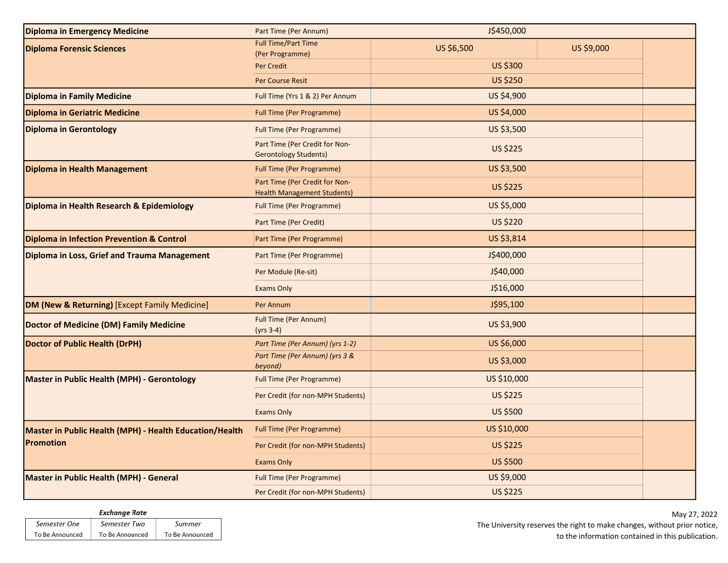| Programme | Category | Fee | | |
|---|---|---|---|---|
| **Diploma in Emergency Medicine** | Part Time (Per Annum) | J$450,000 | | |
| **Diploma Forensic Sciences** | Full Time/Part Time (Per Programme) | US $6,500 | US $9,000 | |
| | Per Credit | US $300 | | |
| | Per Course Resit | US $250 | | |
| **Diploma in Family Medicine** | Full Time (Yrs 1 & 2) Per Annum | US $4,900 | | |
| **Diploma in Geriatric Medicine** | Full Time (Per Programme) | US $4,000 | | |
| **Diploma in Gerontology** | Full Time (Per Programme) | US $3,500 | | |
| | Part Time (Per Credit for Non-Gerontology Students) | US $225 | | |
| **Diploma in Health Management** | Full Time (Per Programme) | US $3,500 | | |
| | Part Time (Per Credit for Non-Health Management Students) | US $225 | | |
| **Diploma in Health Research & Epidemiology** | Full Time (Per Programme) | US $5,000 | | |
| | Part Time (Per Credit) | US $220 | | |
| **Diploma in Infection Prevention & Control** | Part Time (Per Programme) | US $3,814 | | |
| **Diploma in Loss, Grief and Trauma Management** | Part Time (Per Programme) | J$400,000 | | |
| | Per Module (Re-sit) | J$40,000 | | |
| | Exams Only | J$16,000 | | |
| **DM (New & Returning)** [Except Family Medicine] | Per Annum | J$95,100 | | |
| **Doctor of Medicine (DM) Family Medicine** | Full Time (Per Annum) (yrs 3-4) | US $3,900 | | |
| **Doctor of Public Health (DrPH)** | *Part Time (Per Annum) (yrs 1-2)* | US $6,000 | | |
| | *Part Time (Per Annum) (yrs 3 & beyond)* | US $3,000 | | |
| **Master in Public Health (MPH) - Gerontology** | Full Time (Per Programme) | US $10,000 | | |
| | Per Credit (for non-MPH Students) | US $225 | | |
| | Exams Only | US $500 | | |
| **Master in Public Health (MPH) - Health Education/Health Promotion** | Full Time (Per Programme) | US $10,000 | | |
| | Per Credit (for non-MPH Students) | US $225 | | |
| | Exams Only | US $500 | | |
| **Master in Public Health (MPH) - General** | Full Time (Per Programme) | US $9,000 | | |
| | Per Credit (for non-MPH Students) | US $225 | | |

***Exchange Rate***

| *Semester One* | *Semester Two* | *Summer* |
|---|---|---|
| To Be Announced | To Be Announced | To Be Announced |

May 27, 2022

The University reserves the right to make changes, without prior notice, to the information contained in this publication.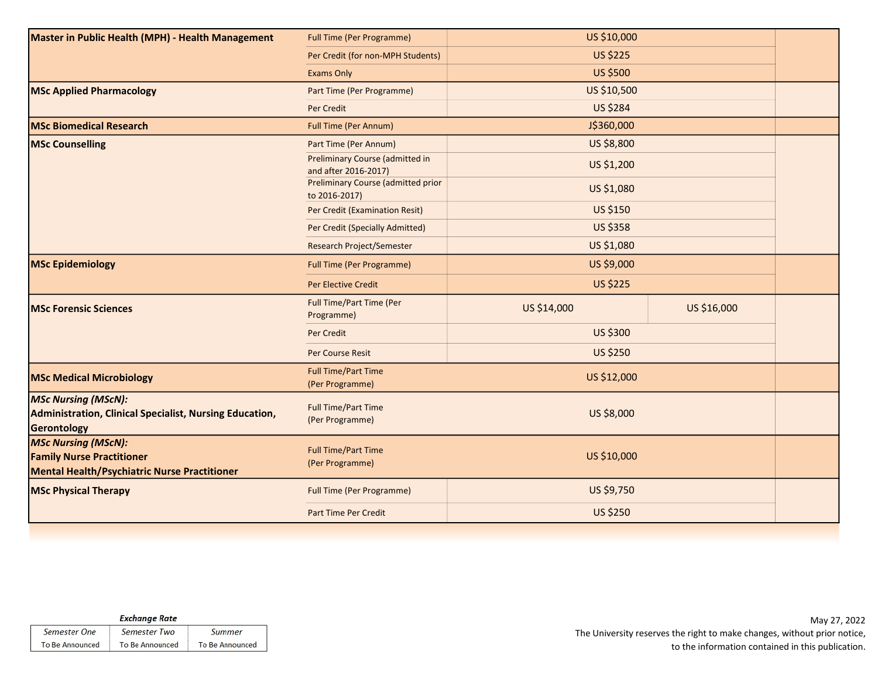| Programme | Category | Fee | | |
|---|---|---|---|---|
| **Master in Public Health (MPH) - Health Management** | Full Time (Per Programme) | US $10,000 | | |
| | Per Credit (for non-MPH Students) | US $225 | | |
| | Exams Only | US $500 | | |
| **MSc Applied Pharmacology** | Part Time (Per Programme) | US $10,500 | | |
| | Per Credit | US $284 | | |
| **MSc Biomedical Research** | Full Time (Per Annum) | J$360,000 | | |
| **MSc Counselling** | Part Time (Per Annum) | US $8,800 | | |
| | Preliminary Course (admitted in and after 2016-2017) | US $1,200 | | |
| | Preliminary Course (admitted prior to 2016-2017) | US $1,080 | | |
| | Per Credit (Examination Resit) | US $150 | | |
| | Per Credit (Specially Admitted) | US $358 | | |
| | Research Project/Semester | US $1,080 | | |
| **MSc Epidemiology** | Full Time (Per Programme) | US $9,000 | | |
| | Per Elective Credit | US $225 | | |
| **MSc Forensic Sciences** | Full Time/Part Time (Per Programme) | US $14,000 | US $16,000 | |
| | Per Credit | US $300 | | |
| | Per Course Resit | US $250 | | |
| **MSc Medical Microbiology** | Full Time/Part Time (Per Programme) | US $12,000 | | |
| ***MSc Nursing (MScN):*** **Administration, Clinical Specialist, Nursing Education, Gerontology** | Full Time/Part Time (Per Programme) | US $8,000 | | |
| ***MSc Nursing (MScN):*** **Family Nurse Practitioner Mental Health/Psychiatric Nurse Practitioner** | Full Time/Part Time (Per Programme) | US $10,000 | | |
| **MSc Physical Therapy** | Full Time (Per Programme) | US $9,750 | | |
| | Part Time Per Credit | US $250 | | |

***Exchange Rate***

| *Semester One* | *Semester Two* | *Summer* |
|---|---|---|
| To Be Announced | To Be Announced | To Be Announced |

May 27, 2022
The University reserves the right to make changes, without prior notice, to the information contained in this publication.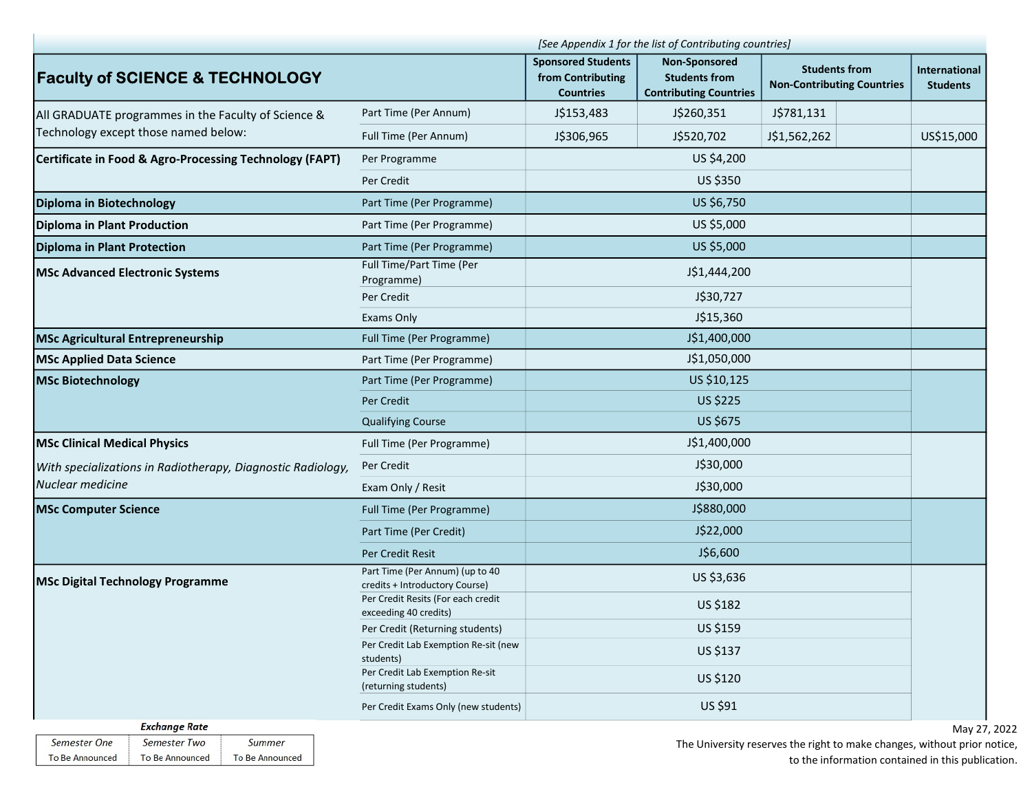[See Appendix 1 for the list of Contributing countries]

| Faculty of SCIENCE & TECHNOLOGY | | Sponsored Students from Contributing Countries | Non-Sponsored Students from Contributing Countries | Students from Non-Contributing Countries | | International Students |
|---|---|---|---|---|---|---|
| All GRADUATE programmes in the Faculty of Science & Technology except those named below: | Part Time (Per Annum) | J$153,483 | J$260,351 | J$781,131 | | |
| | Full Time (Per Annum) | J$306,965 | J$520,702 | J$1,562,262 | | US$15,000 |
| **Certificate in Food & Agro-Processing Technology (FAPT)** | Per Programme | US $4,200 | | | | |
| | Per Credit | US $350 | | | | |
| **Diploma in Biotechnology** | Part Time (Per Programme) | US $6,750 | | | | |
| **Diploma in Plant Production** | Part Time (Per Programme) | US $5,000 | | | | |
| **Diploma in Plant Protection** | Part Time (Per Programme) | US $5,000 | | | | |
| **MSc Advanced Electronic Systems** | Full Time/Part Time (Per Programme) | J$1,444,200 | | | | |
| | Per Credit | J$30,727 | | | | |
| | Exams Only | J$15,360 | | | | |
| **MSc Agricultural Entrepreneurship** | Full Time (Per Programme) | J$1,400,000 | | | | |
| **MSc Applied Data Science** | Part Time (Per Programme) | J$1,050,000 | | | | |
| **MSc Biotechnology** | Part Time (Per Programme) | US $10,125 | | | | |
| | Per Credit | US $225 | | | | |
| | Qualifying Course | US $675 | | | | |
| **MSc Clinical Medical Physics** | Full Time (Per Programme) | J$1,400,000 | | | | |
| *With specializations in Radiotherapy, Diagnostic Radiology, Nuclear medicine* | Per Credit | J$30,000 | | | | |
| | Exam Only / Resit | J$30,000 | | | | |
| **MSc Computer Science** | Full Time (Per Programme) | J$880,000 | | | | |
| | Part Time (Per Credit) | J$22,000 | | | | |
| | Per Credit Resit | J$6,600 | | | | |
| **MSc Digital Technology Programme** | Part Time (Per Annum) (up to 40 credits + Introductory Course) | US $3,636 | | | | |
| | Per Credit Resits (For each credit exceeding 40 credits) | US $182 | | | | |
| | Per Credit (Returning students) | US $159 | | | | |
| | Per Credit Lab Exemption Re-sit (new students) | US $137 | | | | |
| | Per Credit Lab Exemption Re-sit (returning students) | US $120 | | | | |
| | Per Credit Exams Only (new students) | US $91 | | | | |

***Exchange Rate***

| *Semester One* | *Semester Two* | *Summer* |
|---|---|---|
| To Be Announced | To Be Announced | To Be Announced |

May 27, 2022

The University reserves the right to make changes, without prior notice, to the information contained in this publication.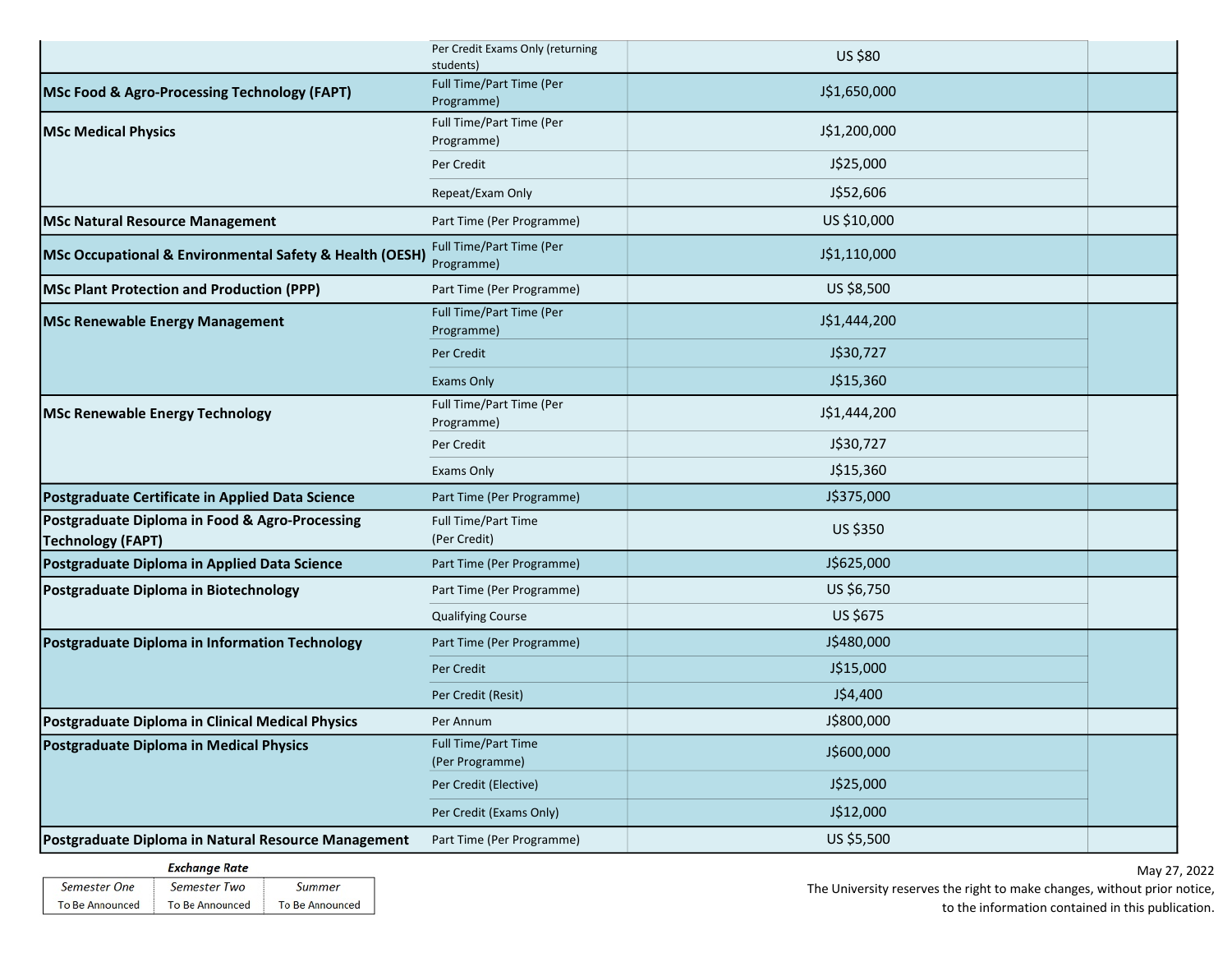| | | | |
|---|---|---|---|
| | Per Credit Exams Only (returning students) | US $80 | |
| **MSc Food & Agro-Processing Technology (FAPT)** | Full Time/Part Time (Per Programme) | J$1,650,000 | |
| **MSc Medical Physics** | Full Time/Part Time (Per Programme) | J$1,200,000 | |
| | Per Credit | J$25,000 | |
| | Repeat/Exam Only | J$52,606 | |
| **MSc Natural Resource Management** | Part Time (Per Programme) | US $10,000 | |
| **MSc Occupational & Environmental Safety & Health (OESH)** | Full Time/Part Time (Per Programme) | J$1,110,000 | |
| **MSc Plant Protection and Production (PPP)** | Part Time (Per Programme) | US $8,500 | |
| **MSc Renewable Energy Management** | Full Time/Part Time (Per Programme) | J$1,444,200 | |
| | Per Credit | J$30,727 | |
| | Exams Only | J$15,360 | |
| **MSc Renewable Energy Technology** | Full Time/Part Time (Per Programme) | J$1,444,200 | |
| | Per Credit | J$30,727 | |
| | Exams Only | J$15,360 | |
| **Postgraduate Certificate in Applied Data Science** | Part Time (Per Programme) | J$375,000 | |
| **Postgraduate Diploma in Food & Agro-Processing Technology (FAPT)** | Full Time/Part Time (Per Credit) | US $350 | |
| **Postgraduate Diploma in Applied Data Science** | Part Time (Per Programme) | J$625,000 | |
| **Postgraduate Diploma in Biotechnology** | Part Time (Per Programme) | US $6,750 | |
| | Qualifying Course | US $675 | |
| **Postgraduate Diploma in Information Technology** | Part Time (Per Programme) | J$480,000 | |
| | Per Credit | J$15,000 | |
| | Per Credit (Resit) | J$4,400 | |
| **Postgraduate Diploma in Clinical Medical Physics** | Per Annum | J$800,000 | |
| **Postgraduate Diploma in Medical Physics** | Full Time/Part Time (Per Programme) | J$600,000 | |
| | Per Credit (Elective) | J$25,000 | |
| | Per Credit (Exams Only) | J$12,000 | |
| **Postgraduate Diploma in Natural Resource Management** | Part Time (Per Programme) | US $5,500 | |

***Exchange Rate***

| *Semester One* | *Semester Two* | *Summer* |
|---|---|---|
| To Be Announced | To Be Announced | To Be Announced |

May 27, 2022

The University reserves the right to make changes, without prior notice, to the information contained in this publication.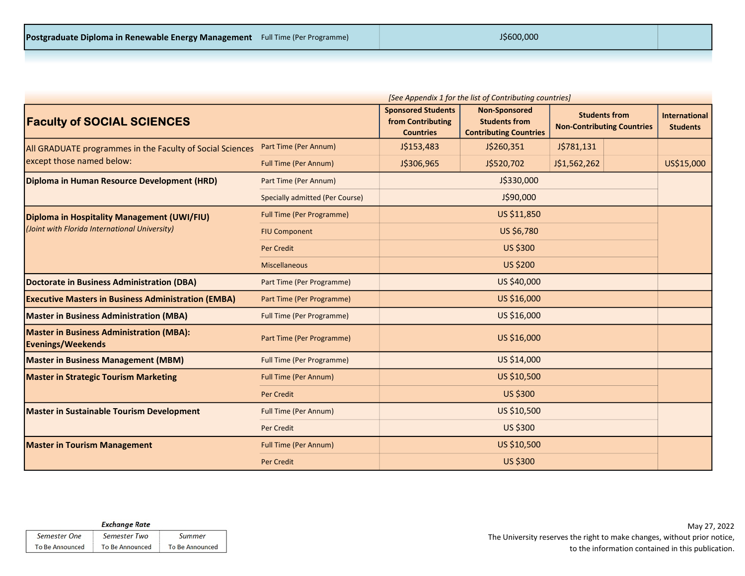| | | | | | |
|---|---|---|---|---|---|
| **Postgraduate Diploma in Renewable Energy Management** | Full Time (Per Programme) | J$600,000 | | | |

*[See Appendix 1 for the list of Contributing countries]*

| **Faculty of SOCIAL SCIENCES** | | Sponsored Students from Contributing Countries | Non-Sponsored Students from Contributing Countries | Students from Non-Contributing Countries | International Students |
|---|---|---|---|---|---|
| All GRADUATE programmes in the Faculty of Social Sciences except those named below: | Part Time (Per Annum) | J$153,483 | J$260,351 | J$781,131 | |
| | Full Time (Per Annum) | J$306,965 | J$520,702 | J$1,562,262 | US$15,000 |
| **Diploma in Human Resource Development (HRD)** | Part Time (Per Annum) | J$330,000 | | | |
| | Specially admitted (Per Course) | J$90,000 | | | |
| **Diploma in Hospitality Management (UWI/FIU)** *(Joint with Florida International University)* | Full Time (Per Programme) | US $11,850 | | | |
| | FIU Component | US $6,780 | | | |
| | Per Credit | US $300 | | | |
| | Miscellaneous | US $200 | | | |
| **Doctorate in Business Administration (DBA)** | Part Time (Per Programme) | US $40,000 | | | |
| **Executive Masters in Business Administration (EMBA)** | Part Time (Per Programme) | US $16,000 | | | |
| **Master in Business Administration (MBA)** | Full Time (Per Programme) | US $16,000 | | | |
| **Master in Business Administration (MBA): Evenings/Weekends** | Part Time (Per Programme) | US $16,000 | | | |
| **Master in Business Management (MBM)** | Full Time (Per Programme) | US $14,000 | | | |
| **Master in Strategic Tourism Marketing** | Full Time (Per Annum) | US $10,500 | | | |
| | Per Credit | US $300 | | | |
| **Master in Sustainable Tourism Development** | Full Time (Per Annum) | US $10,500 | | | |
| | Per Credit | US $300 | | | |
| **Master in Tourism Management** | Full Time (Per Annum) | US $10,500 | | | |
| | Per Credit | US $300 | | | |

***Exchange Rate***

| *Semester One* | *Semester Two* | *Summer* |
|---|---|---|
| To Be Announced | To Be Announced | To Be Announced |

May 27, 2022
The University reserves the right to make changes, without prior notice, to the information contained in this publication.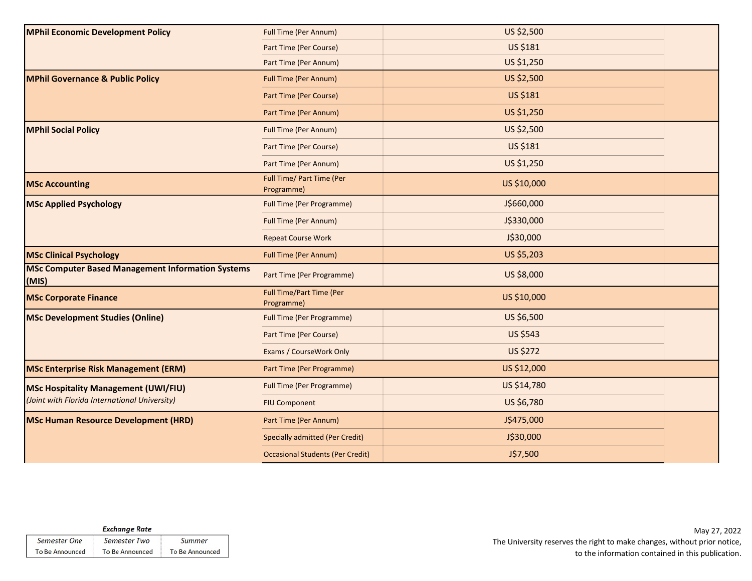| Programme | Category | Fee | |
|---|---|---|---|
| **MPhil Economic Development Policy** | Full Time (Per Annum) | US $2,500 | |
| | Part Time (Per Course) | US $181 | |
| | Part Time (Per Annum) | US $1,250 | |
| **MPhil Governance & Public Policy** | Full Time (Per Annum) | US $2,500 | |
| | Part Time (Per Course) | US $181 | |
| | Part Time (Per Annum) | US $1,250 | |
| **MPhil Social Policy** | Full Time (Per Annum) | US $2,500 | |
| | Part Time (Per Course) | US $181 | |
| | Part Time (Per Annum) | US $1,250 | |
| **MSc Accounting** | Full Time/ Part Time (Per Programme) | US $10,000 | |
| **MSc Applied Psychology** | Full Time (Per Programme) | J$660,000 | |
| | Full Time (Per Annum) | J$330,000 | |
| | Repeat Course Work | J$30,000 | |
| **MSc Clinical Psychology** | Full Time (Per Annum) | US $5,203 | |
| **MSc Computer Based Management Information Systems (MIS)** | Part Time (Per Programme) | US $8,000 | |
| **MSc Corporate Finance** | Full Time/Part Time (Per Programme) | US $10,000 | |
| **MSc Development Studies (Online)** | Full Time (Per Programme) | US $6,500 | |
| | Part Time (Per Course) | US $543 | |
| | Exams / CourseWork Only | US $272 | |
| **MSc Enterprise Risk Management (ERM)** | Part Time (Per Programme) | US $12,000 | |
| **MSc Hospitality Management (UWI/FIU)** *(Joint with Florida International University)* | Full Time (Per Programme) | US $14,780 | |
| | FIU Component | US $6,780 | |
| **MSc Human Resource Development (HRD)** | Part Time (Per Annum) | J$475,000 | |
| | Specially admitted (Per Credit) | J$30,000 | |
| | Occasional Students (Per Credit) | J$7,500 | |

***Exchange Rate***

| *Semester One* | *Semester Two* | *Summer* |
|---|---|---|
| To Be Announced | To Be Announced | To Be Announced |

May 27, 2022
The University reserves the right to make changes, without prior notice, to the information contained in this publication.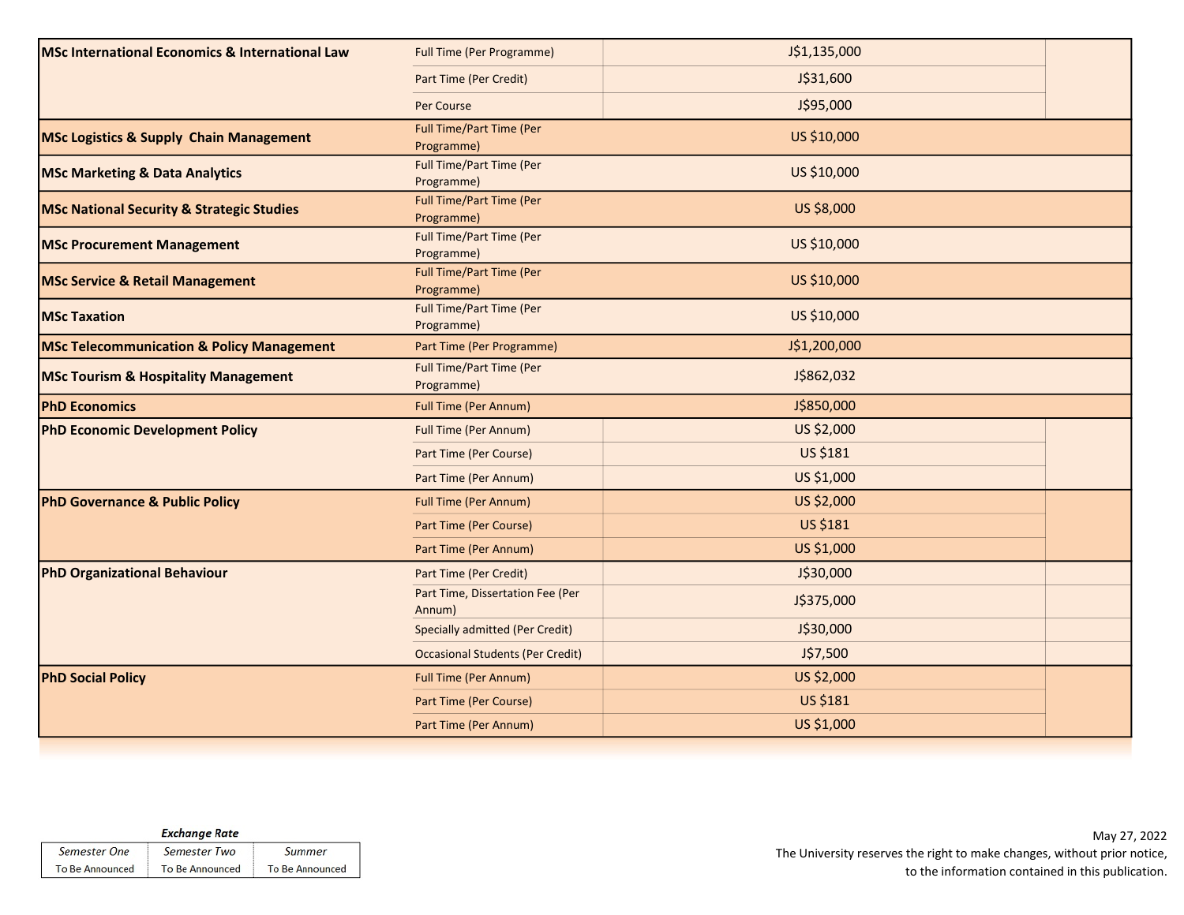| Programme | Mode | Fee |
|---|---|---|
| **MSc International Economics & International Law** | Full Time (Per Programme) | J$1,135,000 |
| | Part Time (Per Credit) | J$31,600 |
| | Per Course | J$95,000 |
| **MSc Logistics & Supply Chain Management** | Full Time/Part Time (Per Programme) | US $10,000 |
| **MSc Marketing & Data Analytics** | Full Time/Part Time (Per Programme) | US $10,000 |
| **MSc National Security & Strategic Studies** | Full Time/Part Time (Per Programme) | US $8,000 |
| **MSc Procurement Management** | Full Time/Part Time (Per Programme) | US $10,000 |
| **MSc Service & Retail Management** | Full Time/Part Time (Per Programme) | US $10,000 |
| **MSc Taxation** | Full Time/Part Time (Per Programme) | US $10,000 |
| **MSc Telecommunication & Policy Management** | Part Time (Per Programme) | J$1,200,000 |
| **MSc Tourism & Hospitality Management** | Full Time/Part Time (Per Programme) | J$862,032 |
| **PhD Economics** | Full Time (Per Annum) | J$850,000 |
| **PhD Economic Development Policy** | Full Time (Per Annum) | US $2,000 |
| | Part Time (Per Course) | US $181 |
| | Part Time (Per Annum) | US $1,000 |
| **PhD Governance & Public Policy** | Full Time (Per Annum) | US $2,000 |
| | Part Time (Per Course) | US $181 |
| | Part Time (Per Annum) | US $1,000 |
| **PhD Organizational Behaviour** | Part Time (Per Credit) | J$30,000 |
| | Part Time, Dissertation Fee (Per Annum) | J$375,000 |
| | Specially admitted (Per Credit) | J$30,000 |
| | Occasional Students (Per Credit) | J$7,500 |
| **PhD Social Policy** | Full Time (Per Annum) | US $2,000 |
| | Part Time (Per Course) | US $181 |
| | Part Time (Per Annum) | US $1,000 |

***Exchange Rate***

| *Semester One* | *Semester Two* | *Summer* |
|---|---|---|
| To Be Announced | To Be Announced | To Be Announced |

May 27, 2022

The University reserves the right to make changes, without prior notice, to the information contained in this publication.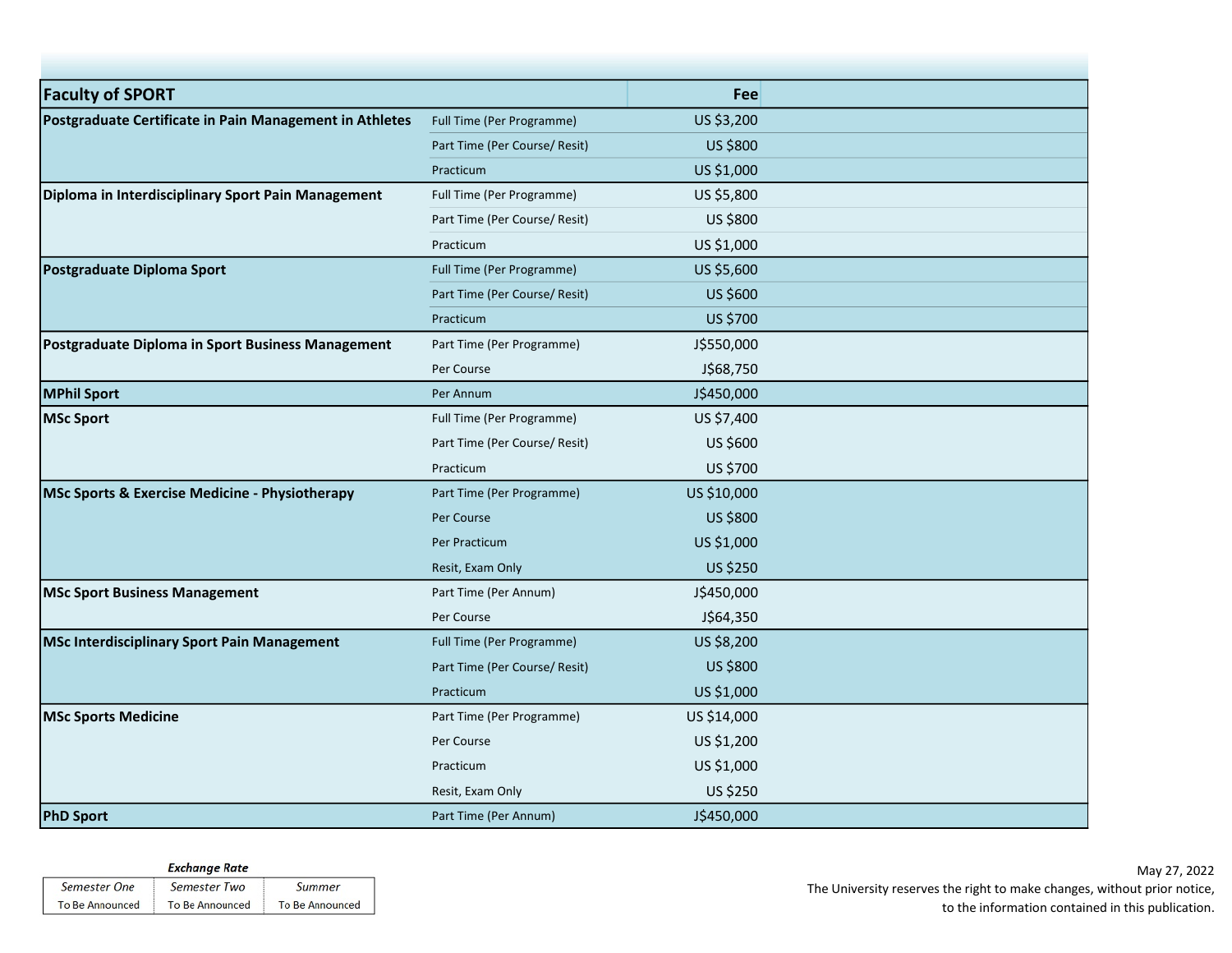| Faculty of SPORT | | Fee |
|---|---|---|
| **Postgraduate Certificate in Pain Management in Athletes** | Full Time (Per Programme) | US $3,200 |
| | Part Time (Per Course/ Resit) | US $800 |
| | Practicum | US $1,000 |
| **Diploma in Interdisciplinary Sport Pain Management** | Full Time (Per Programme) | US $5,800 |
| | Part Time (Per Course/ Resit) | US $800 |
| | Practicum | US $1,000 |
| **Postgraduate Diploma Sport** | Full Time (Per Programme) | US $5,600 |
| | Part Time (Per Course/ Resit) | US $600 |
| | Practicum | US $700 |
| **Postgraduate Diploma in Sport Business Management** | Part Time (Per Programme) | J$550,000 |
| | Per Course | J$68,750 |
| **MPhil Sport** | Per Annum | J$450,000 |
| **MSc Sport** | Full Time (Per Programme) | US $7,400 |
| | Part Time (Per Course/ Resit) | US $600 |
| | Practicum | US $700 |
| **MSc Sports & Exercise Medicine - Physiotherapy** | Part Time (Per Programme) | US $10,000 |
| | Per Course | US $800 |
| | Per Practicum | US $1,000 |
| | Resit, Exam Only | US $250 |
| **MSc Sport Business Management** | Part Time (Per Annum) | J$450,000 |
| | Per Course | J$64,350 |
| **MSc Interdisciplinary Sport Pain Management** | Full Time (Per Programme) | US $8,200 |
| | Part Time (Per Course/ Resit) | US $800 |
| | Practicum | US $1,000 |
| **MSc Sports Medicine** | Part Time (Per Programme) | US $14,000 |
| | Per Course | US $1,200 |
| | Practicum | US $1,000 |
| | Resit, Exam Only | US $250 |
| **PhD Sport** | Part Time (Per Annum) | J$450,000 |

***Exchange Rate***

| *Semester One* | *Semester Two* | *Summer* |
|---|---|---|
| To Be Announced | To Be Announced | To Be Announced |

May 27, 2022

The University reserves the right to make changes, without prior notice, to the information contained in this publication.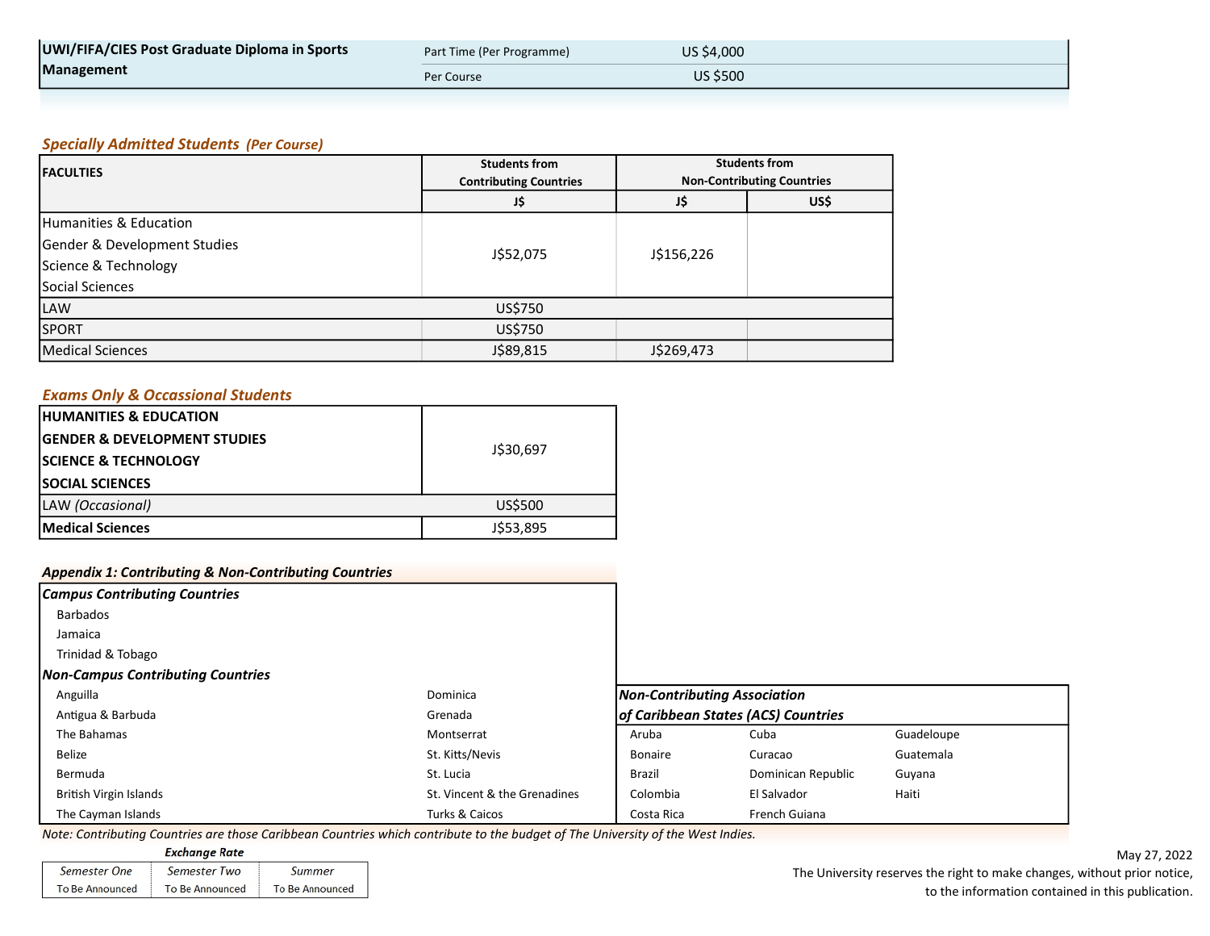| | | |
|---|---|---|
| **UWI/FIFA/CIES Post Graduate Diploma in Sports Management** | Part Time (Per Programme) | US $4,000 |
| | Per Course | US $500 |

## *Specially Admitted Students (Per Course)*

| FACULTIES | Students from Contributing Countries | Students from Non-Contributing Countries | |
|---|---|---|---|
| | J$ | J$ | US$ |
| Humanities & Education<br>Gender & Development Studies<br>Science & Technology<br>Social Sciences | J$52,075 | J$156,226 | |
| LAW | US$750 | | |
| SPORT | US$750 | | |
| Medical Sciences | J$89,815 | J$269,473 | |

## *Exams Only & Occassional Students*

| | |
|---|---|
| **HUMANITIES & EDUCATION**<br>**GENDER & DEVELOPMENT STUDIES**<br>**SCIENCE & TECHNOLOGY**<br>**SOCIAL SCIENCES** | J$30,697 |
| LAW *(Occasional)* | US$500 |
| **Medical Sciences** | J$53,895 |

## *Appendix 1: Contributing & Non-Contributing Countries*

***Campus Contributing Countries***

- Barbados
- Jamaica
- Trinidad & Tobago

***Non-Campus Contributing Countries***

| | |
|---|---|
| Anguilla | Dominica |
| Antigua & Barbuda | Grenada |
| The Bahamas | Montserrat |
| Belize | St. Kitts/Nevis |
| Bermuda | St. Lucia |
| British Virgin Islands | St. Vincent & the Grenadines |
| The Cayman Islands | Turks & Caicos |

***Non-Contributing Association of Caribbean States (ACS) Countries***

| | | |
|---|---|---|
| Aruba | Cuba | Guadeloupe |
| Bonaire | Curacao | Guatemala |
| Brazil | Dominican Republic | Guyana |
| Colombia | El Salvador | Haiti |
| Costa Rica | French Guiana | |

*Note: Contributing Countries are those Caribbean Countries which contribute to the budget of The University of the West Indies.*

***Exchange Rate***

| *Semester One* | *Semester Two* | *Summer* |
|---|---|---|
| To Be Announced | To Be Announced | To Be Announced |

May 27, 2022

The University reserves the right to make changes, without prior notice, to the information contained in this publication.